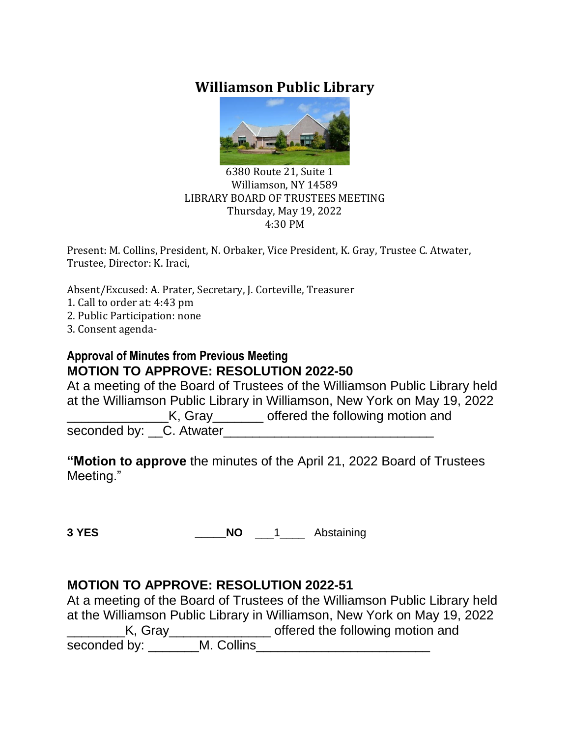# Williamson Public Library

6380 Route 21, Suite 1
Williamson, NY 14589
LIBRARY BOARD OF TRUSTEES MEETING
Thursday, May 19, 2022
4:30 PM

Present: M. Collins, President, N. Orbaker, Vice President, K. Gray, Trustee C. Atwater, Trustee, Director: K. Iraci,

Absent/Excused: A. Prater, Secretary, J. Corteville, Treasurer

1. Call to order at: 4:43 pm
2. Public Participation: none
3. Consent agenda-

**Approval of Minutes from Previous Meeting**

## MOTION TO APPROVE: RESOLUTION 2022-50

At a meeting of the Board of Trustees of the Williamson Public Library held at the Williamson Public Library in Williamson, New York on May 19, 2022 _____________K, Gray_______ offered the following motion and seconded by: __C. Atwater____________________________

**"Motion to approve** the minutes of the April 21, 2022 Board of Trustees Meeting."

**3 YES** _____**NO** ___1____ Abstaining

## MOTION TO APPROVE: RESOLUTION 2022-51

At a meeting of the Board of Trustees of the Williamson Public Library held at the Williamson Public Library in Williamson, New York on May 19, 2022 ________K, Gray_____________ offered the following motion and seconded by: _______M. Collins_______________________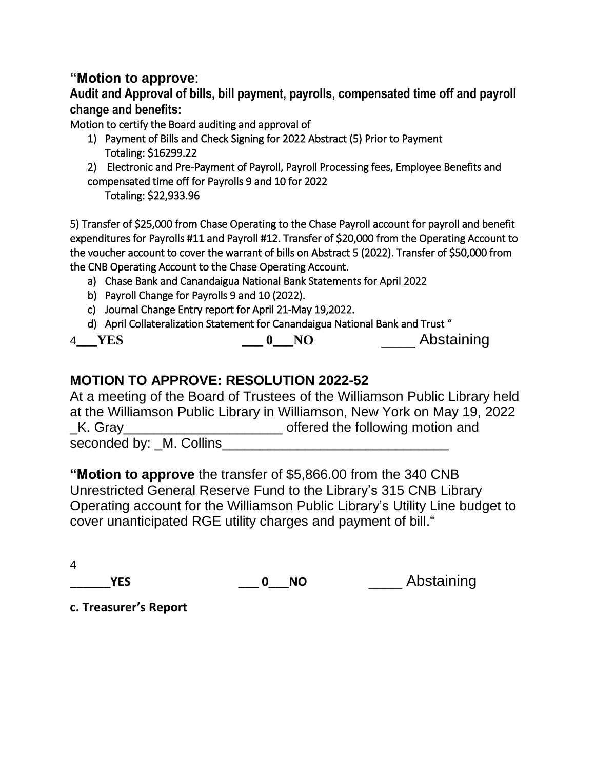**"Motion to approve**:

**Audit and Approval of bills, bill payment, payrolls, compensated time off and payroll change and benefits:**

Motion to certify the Board auditing and approval of

1) Payment of Bills and Check Signing for 2022 Abstract (5) Prior to Payment
   Totaling: $16299.22
2) Electronic and Pre-Payment of Payroll, Payroll Processing fees, Employee Benefits and compensated time off for Payrolls 9 and 10 for 2022
   Totaling: $22,933.96

5) Transfer of $25,000 from Chase Operating to the Chase Payroll account for payroll and benefit expenditures for Payrolls #11 and Payroll #12. Transfer of $20,000 from the Operating Account to the voucher account to cover the warrant of bills on Abstract 5 (2022). Transfer of $50,000 from the CNB Operating Account to the Chase Operating Account.

a) Chase Bank and Canandaigua National Bank Statements for April 2022
b) Payroll Change for Payrolls 9 and 10 (2022).
c) Journal Change Entry report for April 21-May 19,2022.
d) April Collateralization Statement for Canandaigua National Bank and Trust "

4___**YES** ___ **0**___**NO** ____ Abstaining

## MOTION TO APPROVE: RESOLUTION 2022-52

At a meeting of the Board of Trustees of the Williamson Public Library held at the Williamson Public Library in Williamson, New York on May 19, 2022 _K. Gray____________________ offered the following motion and seconded by: _M. Collins_____________________________

**"Motion to approve** the transfer of $5,866.00 from the 340 CNB Unrestricted General Reserve Fund to the Library's 315 CNB Library Operating account for the Williamson Public Library's Utility Line budget to cover unanticipated RGE utility charges and payment of bill."

4
**______YES** **___ 0___NO** ____ Abstaining

**c. Treasurer's Report**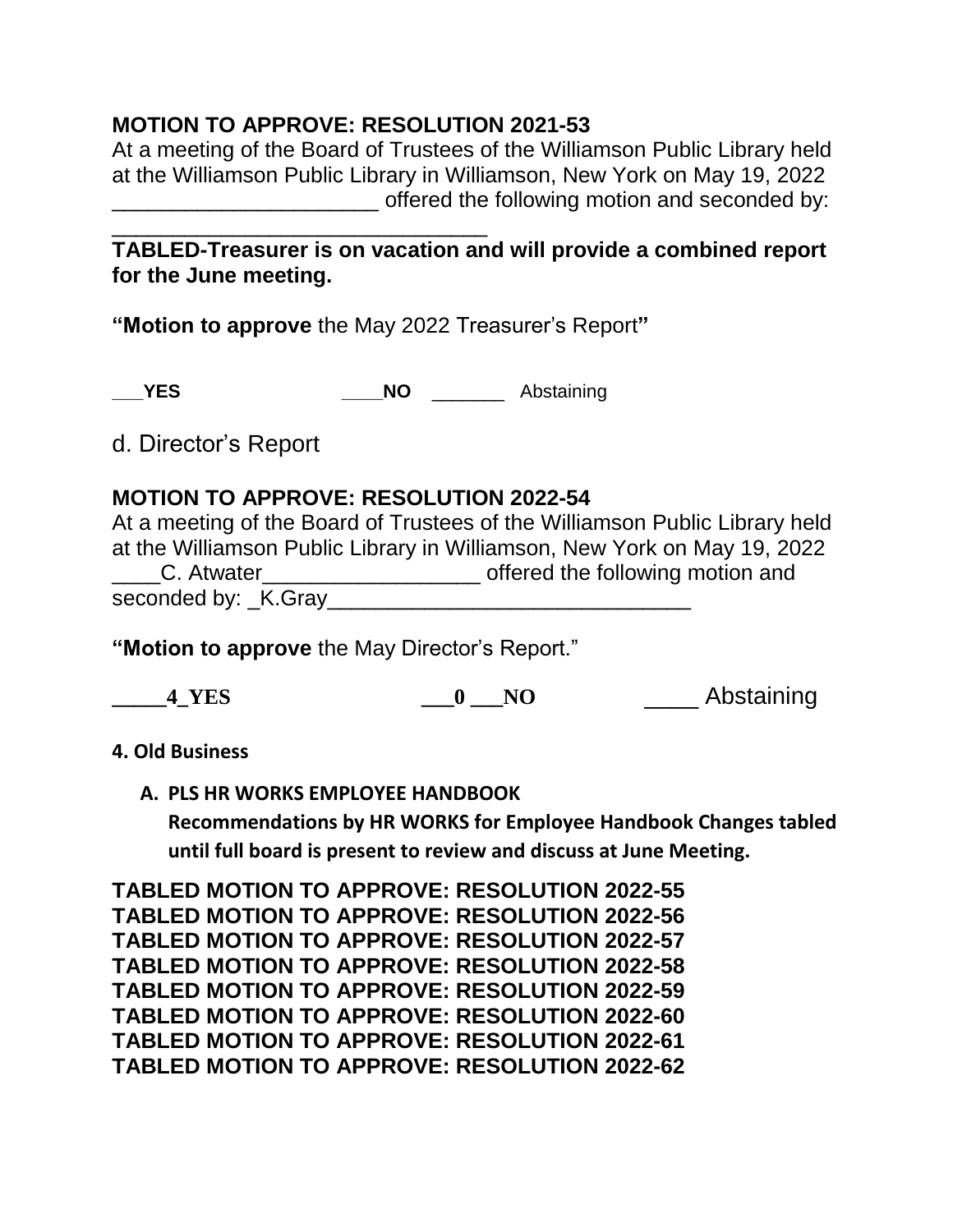**MOTION TO APPROVE: RESOLUTION 2021-53**

At a meeting of the Board of Trustees of the Williamson Public Library held at the Williamson Public Library in Williamson, New York on May 19, 2022 ______________________ offered the following motion and seconded by: ________________________________

**TABLED-Treasurer is on vacation and will provide a combined report for the June meeting.**

**"Motion to approve** the May 2022 Treasurer's Report**"**

**___YES** **____NO** _______ Abstaining

d. Director's Report

**MOTION TO APPROVE: RESOLUTION 2022-54**

At a meeting of the Board of Trustees of the Williamson Public Library held at the Williamson Public Library in Williamson, New York on May 19, 2022 ____C. Atwater__________________ offered the following motion and seconded by: _K.Gray_______________________________

**"Motion to approve** the May Director's Report."

**_____4_YES** **___0 ___NO** ____ Abstaining

**4. Old Business**

**A. PLS HR WORKS EMPLOYEE HANDBOOK**
**Recommendations by HR WORKS for Employee Handbook Changes tabled until full board is present to review and discuss at June Meeting.**

**TABLED MOTION TO APPROVE: RESOLUTION 2022-55**
**TABLED MOTION TO APPROVE: RESOLUTION 2022-56**
**TABLED MOTION TO APPROVE: RESOLUTION 2022-57**
**TABLED MOTION TO APPROVE: RESOLUTION 2022-58**
**TABLED MOTION TO APPROVE: RESOLUTION 2022-59**
**TABLED MOTION TO APPROVE: RESOLUTION 2022-60**
**TABLED MOTION TO APPROVE: RESOLUTION 2022-61**
**TABLED MOTION TO APPROVE: RESOLUTION 2022-62**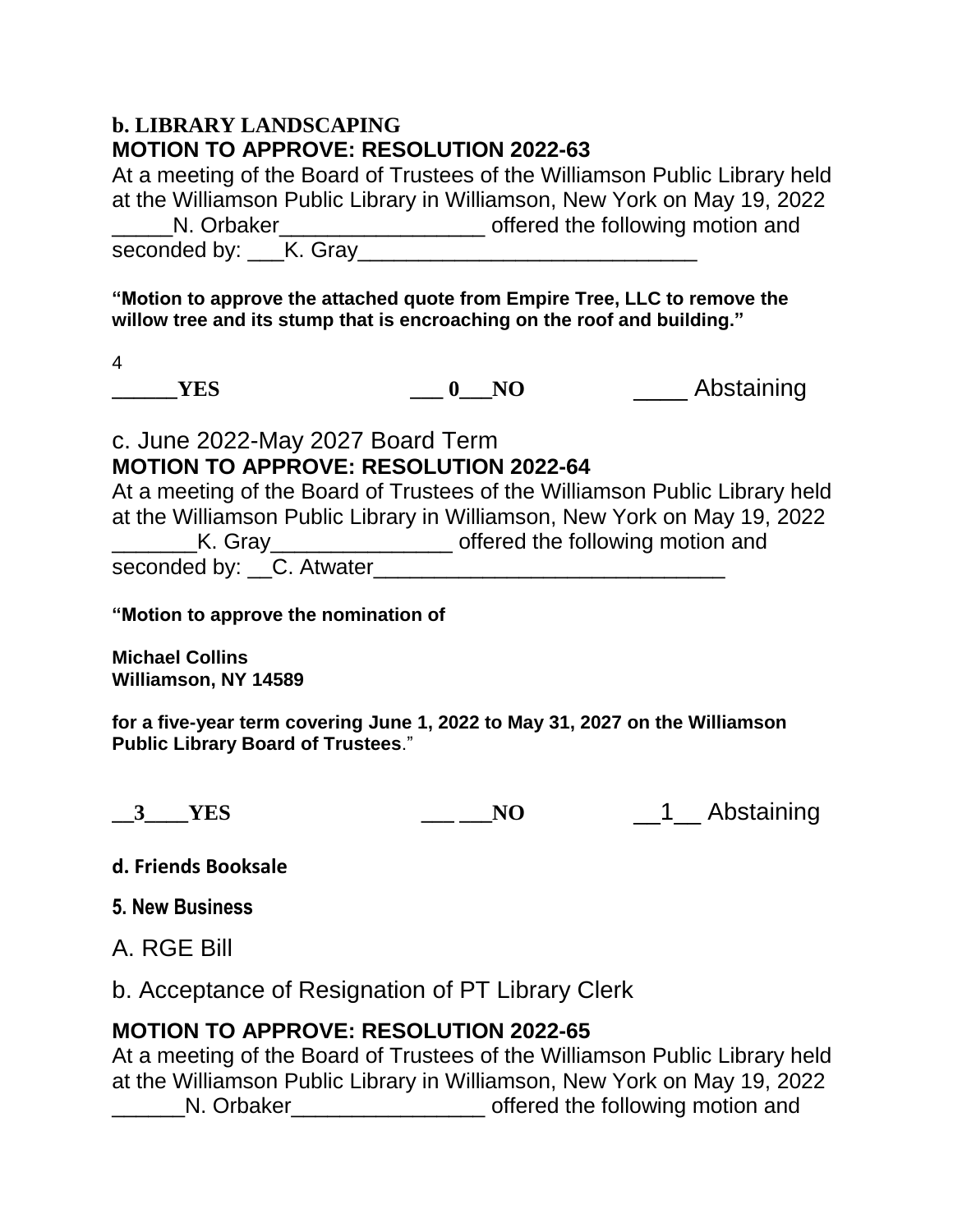**b. LIBRARY LANDSCAPING**
**MOTION TO APPROVE: RESOLUTION 2022-63**
At a meeting of the Board of Trustees of the Williamson Public Library held at the Williamson Public Library in Williamson, New York on May 19, 2022 _____N. Orbaker_________________ offered the following motion and seconded by: ___K. Gray____________________________

**"Motion to approve the attached quote from Empire Tree, LLC to remove the willow tree and its stump that is encroaching on the roof and building."**

**__4____YES** **___ 0___NO** ____ Abstaining

c. June 2022-May 2027 Board Term
**MOTION TO APPROVE: RESOLUTION 2022-64**
At a meeting of the Board of Trustees of the Williamson Public Library held at the Williamson Public Library in Williamson, New York on May 19, 2022 _______K. Gray_______________ offered the following motion and seconded by: __C. Atwater_____________________________

**"Motion to approve the nomination of**

**Michael Collins**
**Williamson, NY 14589**

**for a five-year term covering June 1, 2022 to May 31, 2027 on the Williamson Public Library Board of Trustees**."

**__3____YES** **___ ___NO** __1__ Abstaining

**d. Friends Booksale**

**5. New Business**

A. RGE Bill

b. Acceptance of Resignation of PT Library Clerk

**MOTION TO APPROVE: RESOLUTION 2022-65**
At a meeting of the Board of Trustees of the Williamson Public Library held at the Williamson Public Library in Williamson, New York on May 19, 2022 ______N. Orbaker________________ offered the following motion and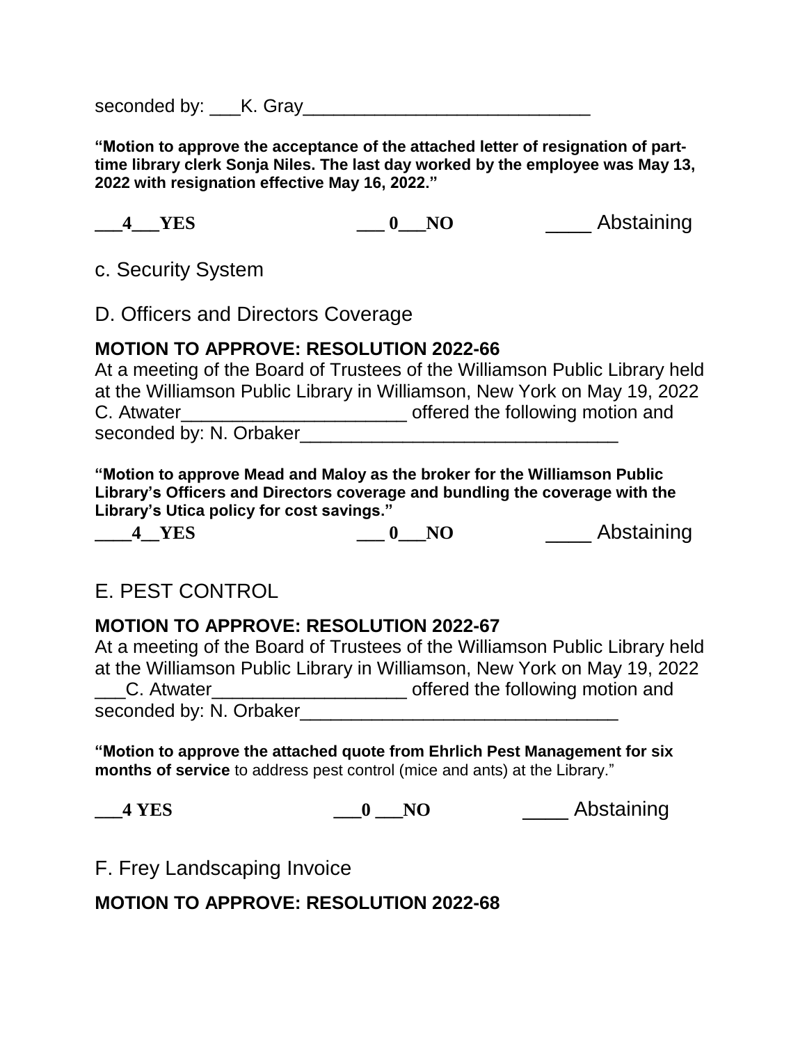seconded by: ___K. Gray____________________________

**"Motion to approve the acceptance of the attached letter of resignation of part-time library clerk Sonja Niles. The last day worked by the employee was May 13, 2022 with resignation effective May 16, 2022."**

**___4___YES** **___ 0___NO** ____ Abstaining

c. Security System

D. Officers and Directors Coverage

**MOTION TO APPROVE: RESOLUTION 2022-66**

At a meeting of the Board of Trustees of the Williamson Public Library held at the Williamson Public Library in Williamson, New York on May 19, 2022 C. Atwater______________________ offered the following motion and seconded by: N. Orbaker_______________________________

**"Motion to approve Mead and Maloy as the broker for the Williamson Public Library's Officers and Directors coverage and bundling the coverage with the Library's Utica policy for cost savings."**

**____4__YES** **___ 0___NO** ____ Abstaining

E. PEST CONTROL

**MOTION TO APPROVE: RESOLUTION 2022-67**

At a meeting of the Board of Trustees of the Williamson Public Library held at the Williamson Public Library in Williamson, New York on May 19, 2022 ___C. Atwater___________________ offered the following motion and seconded by: N. Orbaker_______________________________

**"Motion to approve the attached quote from Ehrlich Pest Management for six months of service** to address pest control (mice and ants) at the Library."

**___4 YES** **___0 ___NO** ____ Abstaining

F. Frey Landscaping Invoice

**MOTION TO APPROVE: RESOLUTION 2022-68**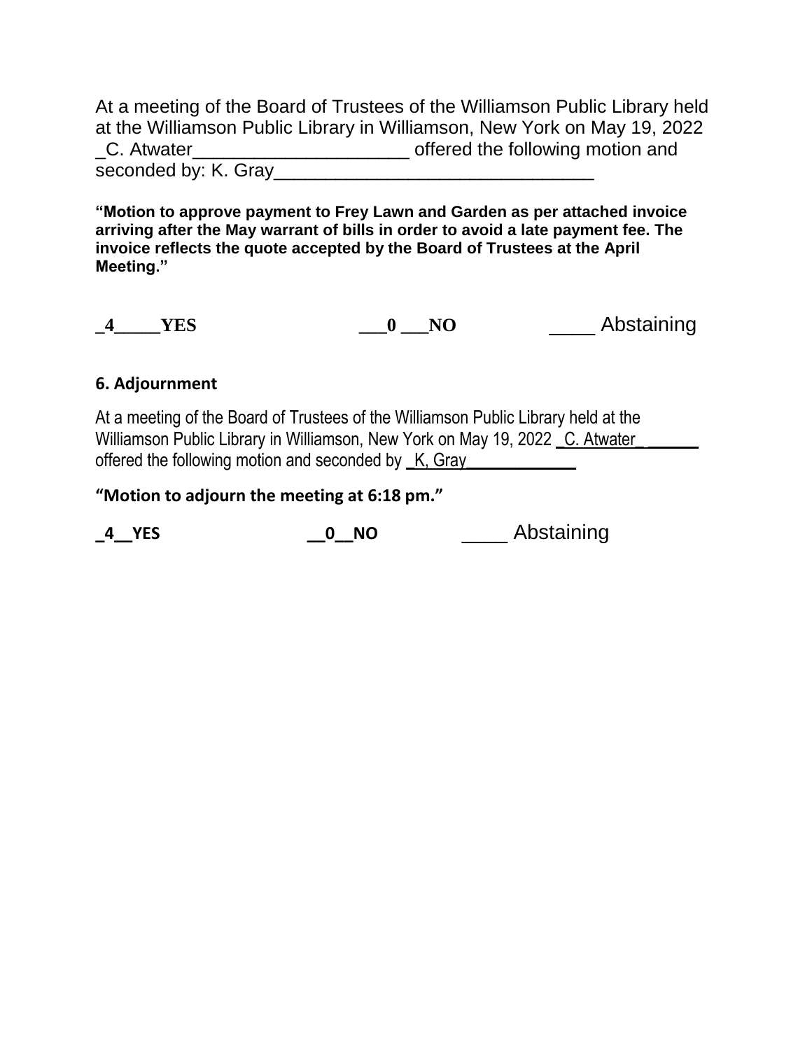At a meeting of the Board of Trustees of the Williamson Public Library held at the Williamson Public Library in Williamson, New York on May 19, 2022 _C. Atwater_____________________ offered the following motion and seconded by: K. Gray________________________________

**"Motion to approve payment to Frey Lawn and Garden as per attached invoice arriving after the May warrant of bills in order to avoid a late payment fee. The invoice reflects the quote accepted by the Board of Trustees at the April Meeting."**

**_4_____YES** **___0 ___NO** ____ Abstaining

**6. Adjournment**

At a meeting of the Board of Trustees of the Williamson Public Library held at the Williamson Public Library in Williamson, New York on May 19, 2022 _C. Atwater_ ______ offered the following motion and seconded by _K, Gray_____________

**"Motion to adjourn the meeting at 6:18 pm."**

**_4__YES** **__0__NO** ____ Abstaining